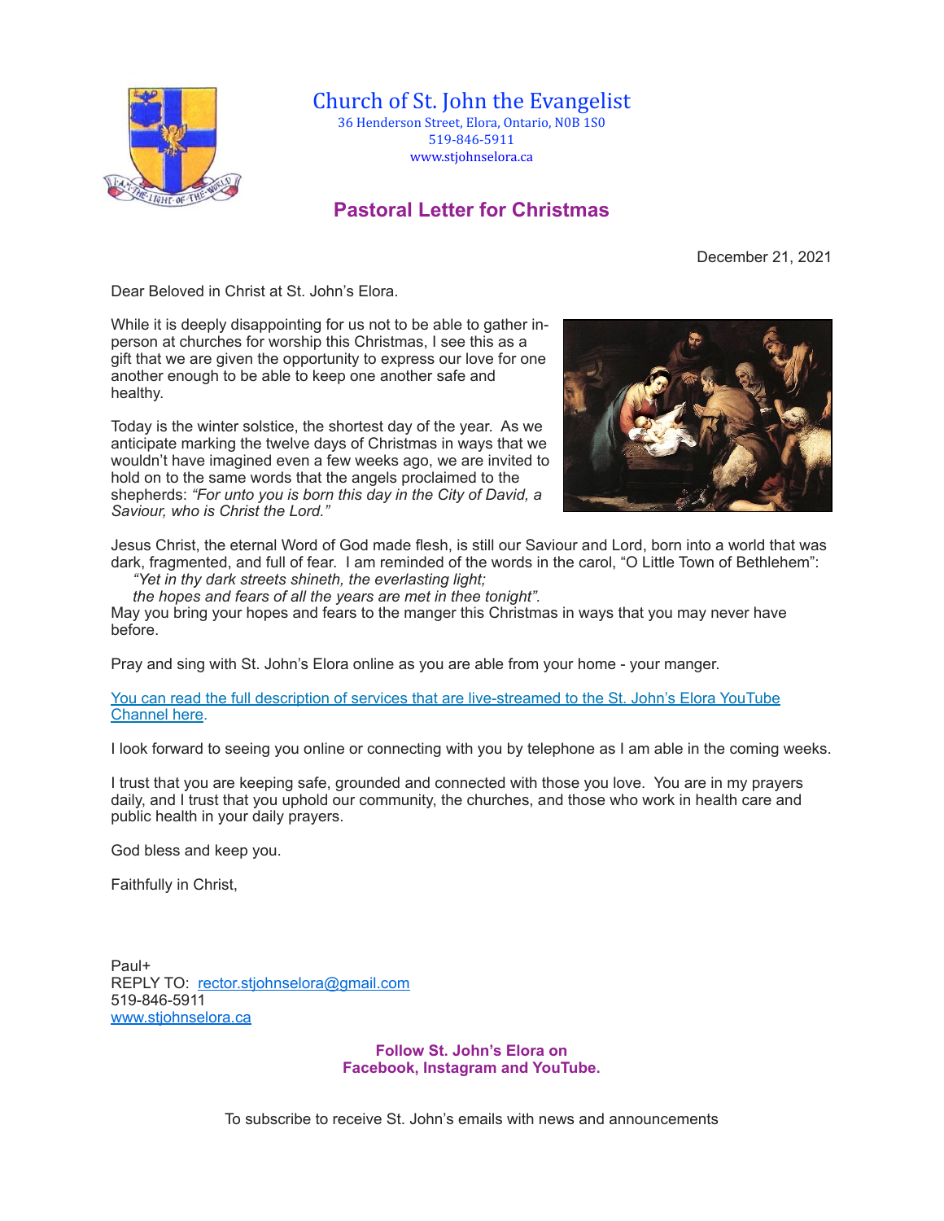# Church of St. John the Evangelist

36 Henderson Street, Elora, Ontario, N0B 1S0
519-846-5911
www.stjohnselora.ca

## Pastoral Letter for Christmas

December 21, 2021

Dear Beloved in Christ at St. John's Elora.

While it is deeply disappointing for us not to be able to gather in-person at churches for worship this Christmas, I see this as a gift that we are given the opportunity to express our love for one another enough to be able to keep one another safe and healthy.

Today is the winter solstice, the shortest day of the year. As we anticipate marking the twelve days of Christmas in ways that we wouldn't have imagined even a few weeks ago, we are invited to hold on to the same words that the angels proclaimed to the shepherds: *"For unto you is born this day in the City of David, a Saviour, who is Christ the Lord."*

Jesus Christ, the eternal Word of God made flesh, is still our Saviour and Lord, born into a world that was dark, fragmented, and full of fear. I am reminded of the words in the carol, "O Little Town of Bethlehem":

*"Yet in thy dark streets shineth, the everlasting light;*
*the hopes and fears of all the years are met in thee tonight".*

May you bring your hopes and fears to the manger this Christmas in ways that you may never have before.

Pray and sing with St. John's Elora online as you are able from your home - your manger.

You can read the full description of services that are live-streamed to the St. John's Elora YouTube Channel here.

I look forward to seeing you online or connecting with you by telephone as I am able in the coming weeks.

I trust that you are keeping safe, grounded and connected with those you love. You are in my prayers daily, and I trust that you uphold our community, the churches, and those who work in health care and public health in your daily prayers.

God bless and keep you.

Faithfully in Christ,

Paul+
REPLY TO: rector.stjohnselora@gmail.com
519-846-5911
www.stjohnselora.ca

**Follow St. John's Elora on Facebook, Instagram and YouTube.**

To subscribe to receive St. John's emails with news and announcements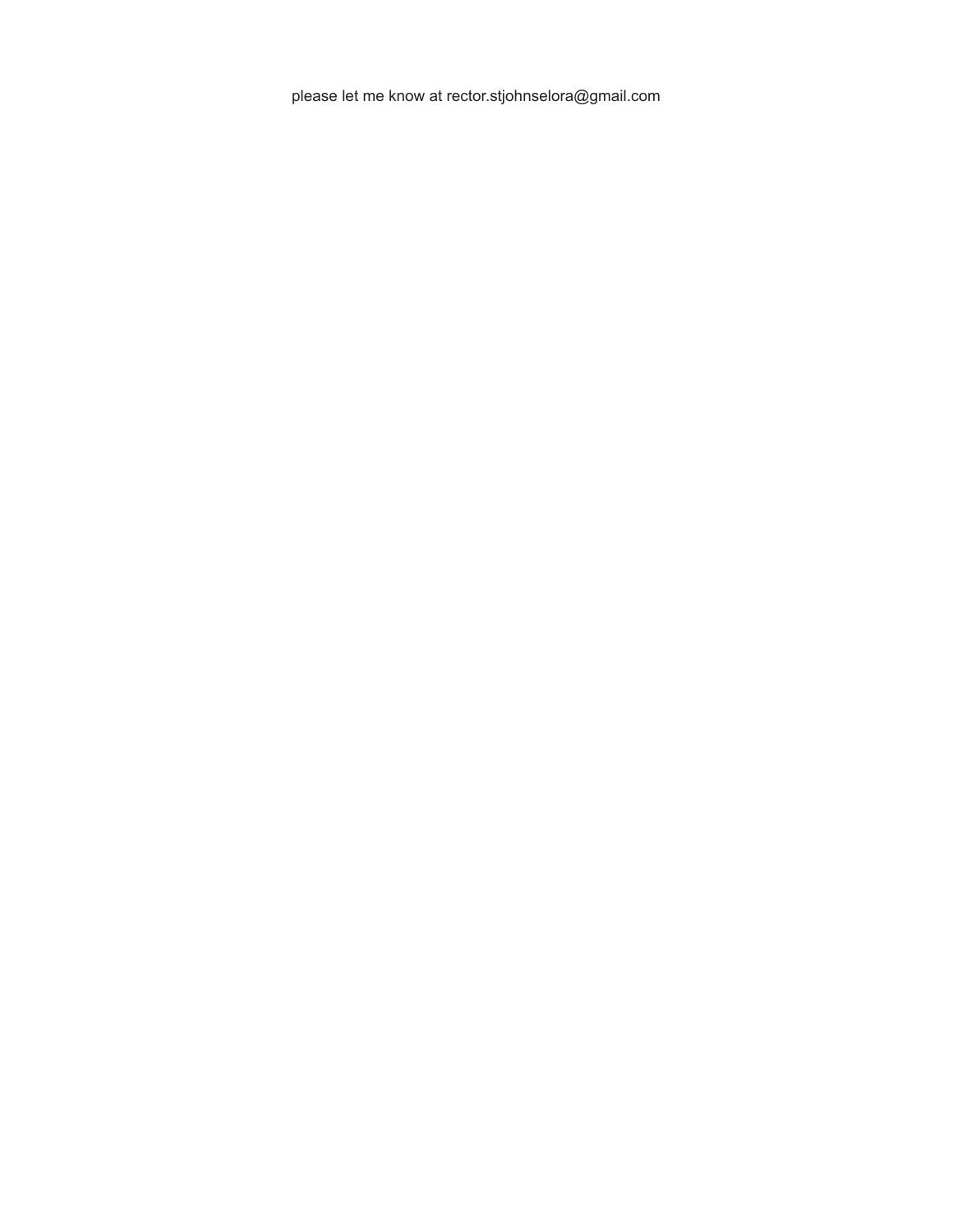please let me know at rector.stjohnselora@gmail.com